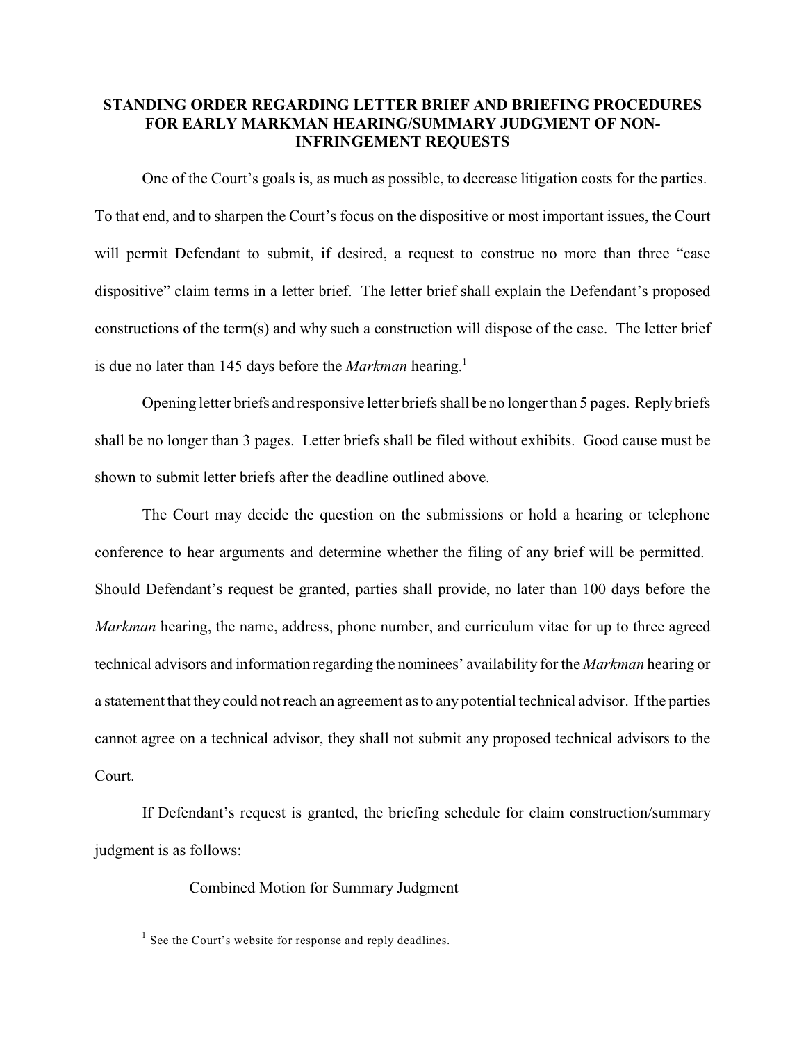# STANDING ORDER REGARDING LETTER BRIEF AND BRIEFING PROCEDURES FOR EARLY MARKMAN HEARING/SUMMARY JUDGMENT OF NON-INFRINGEMENT REQUESTS

One of the Court's goals is, as much as possible, to decrease litigation costs for the parties. To that end, and to sharpen the Court's focus on the dispositive or most important issues, the Court will permit Defendant to submit, if desired, a request to construe no more than three "case dispositive" claim terms in a letter brief. The letter brief shall explain the Defendant's proposed constructions of the term(s) and why such a construction will dispose of the case. The letter brief is due no later than 145 days before the *Markman* hearing.[1]

Opening letter briefs and responsive letter briefs shall be no longer than 5 pages. Reply briefs shall be no longer than 3 pages. Letter briefs shall be filed without exhibits. Good cause must be shown to submit letter briefs after the deadline outlined above.

The Court may decide the question on the submissions or hold a hearing or telephone conference to hear arguments and determine whether the filing of any brief will be permitted. Should Defendant's request be granted, parties shall provide, no later than 100 days before the *Markman* hearing, the name, address, phone number, and curriculum vitae for up to three agreed technical advisors and information regarding the nominees' availability for the *Markman* hearing or a statement that they could not reach an agreement as to any potential technical advisor. If the parties cannot agree on a technical advisor, they shall not submit any proposed technical advisors to the Court.

If Defendant's request is granted, the briefing schedule for claim construction/summary judgment is as follows:

Combined Motion for Summary Judgment

[1] See the Court's website for response and reply deadlines.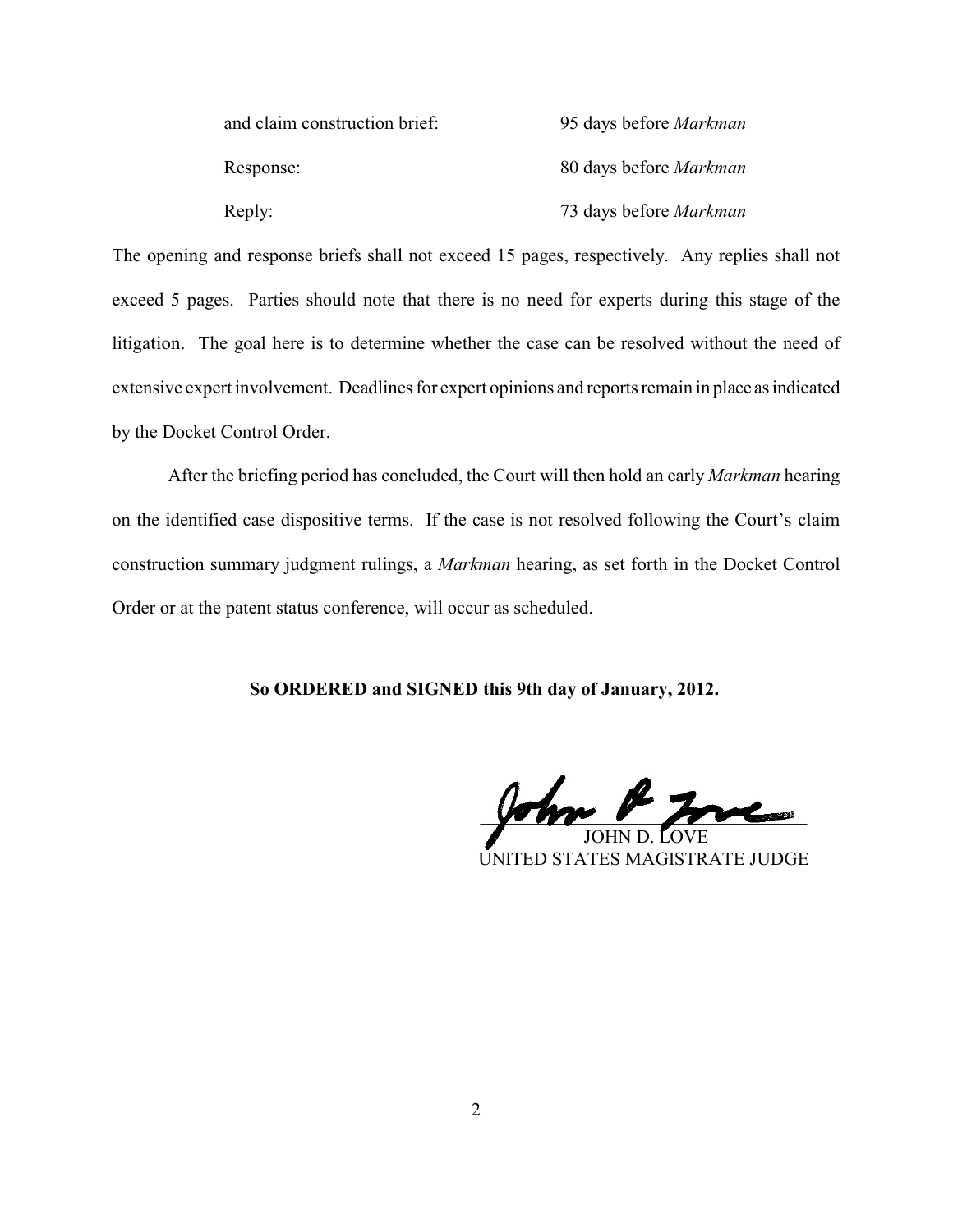| | |
|---|---|
| and claim construction brief: | 95 days before *Markman* |
| Response: | 80 days before *Markman* |
| Reply: | 73 days before *Markman* |

The opening and response briefs shall not exceed 15 pages, respectively. Any replies shall not exceed 5 pages. Parties should note that there is no need for experts during this stage of the litigation. The goal here is to determine whether the case can be resolved without the need of extensive expert involvement. Deadlines for expert opinions and reports remain in place as indicated by the Docket Control Order.

After the briefing period has concluded, the Court will then hold an early *Markman* hearing on the identified case dispositive terms. If the case is not resolved following the Court's claim construction summary judgment rulings, a *Markman* hearing, as set forth in the Docket Control Order or at the patent status conference, will occur as scheduled.

**So ORDERED and SIGNED this 9th day of January, 2012.**

JOHN D. LOVE
UNITED STATES MAGISTRATE JUDGE